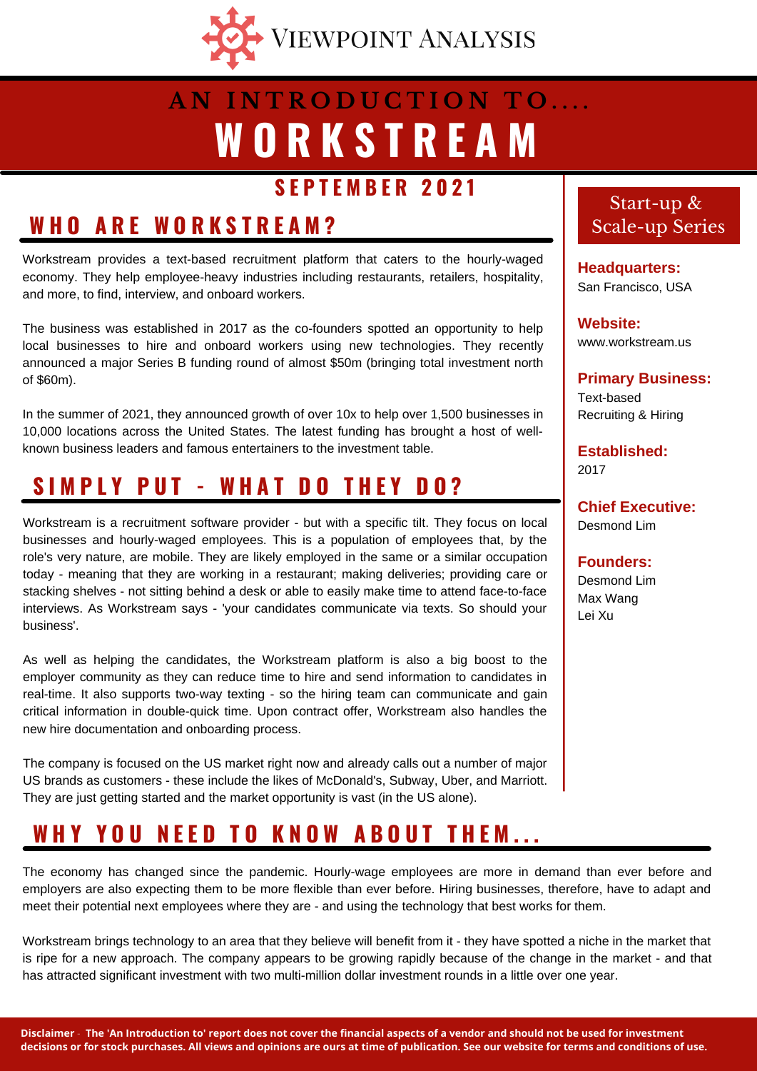VIEWPOINT ANALYSIS

# AN INTRODUCTION TO....
# WORKSTREAM

## SEPTEMBER 2021

## WHO ARE WORKSTREAM?

Workstream provides a text-based recruitment platform that caters to the hourly-waged economy. They help employee-heavy industries including restaurants, retailers, hospitality, and more, to find, interview, and onboard workers.

The business was established in 2017 as the co-founders spotted an opportunity to help local businesses to hire and onboard workers using new technologies. They recently announced a major Series B funding round of almost $50m (bringing total investment north of $60m).

In the summer of 2021, they announced growth of over 10x to help over 1,500 businesses in 10,000 locations across the United States. The latest funding has brought a host of well-known business leaders and famous entertainers to the investment table.

## SIMPLY PUT - WHAT DO THEY DO?

Workstream is a recruitment software provider - but with a specific tilt. They focus on local businesses and hourly-waged employees. This is a population of employees that, by the role's very nature, are mobile. They are likely employed in the same or a similar occupation today - meaning that they are working in a restaurant; making deliveries; providing care or stacking shelves - not sitting behind a desk or able to easily make time to attend face-to-face interviews. As Workstream says - 'your candidates communicate via texts. So should your business'.

As well as helping the candidates, the Workstream platform is also a big boost to the employer community as they can reduce time to hire and send information to candidates in real-time. It also supports two-way texting - so the hiring team can communicate and gain critical information in double-quick time. Upon contract offer, Workstream also handles the new hire documentation and onboarding process.

The company is focused on the US market right now and already calls out a number of major US brands as customers - these include the likes of McDonald's, Subway, Uber, and Marriott. They are just getting started and the market opportunity is vast (in the US alone).

### Start-up & Scale-up Series

**Headquarters:**
San Francisco, USA

**Website:**
www.workstream.us

**Primary Business:**
Text-based Recruiting & Hiring

**Established:**
2017

**Chief Executive:**
Desmond Lim

**Founders:**
Desmond Lim
Max Wang
Lei Xu

## WHY YOU NEED TO KNOW ABOUT THEM...

The economy has changed since the pandemic. Hourly-wage employees are more in demand than ever before and employers are also expecting them to be more flexible than ever before. Hiring businesses, therefore, have to adapt and meet their potential next employees where they are - and using the technology that best works for them.

Workstream brings technology to an area that they believe will benefit from it - they have spotted a niche in the market that is ripe for a new approach. The company appears to be growing rapidly because of the change in the market - and that has attracted significant investment with two multi-million dollar investment rounds in a little over one year.

**Disclaimer** - **The 'An Introduction to' report does not cover the financial aspects of a vendor and should not be used for investment decisions or for stock purchases. All views and opinions are ours at time of publication. See our website for terms and conditions of use.**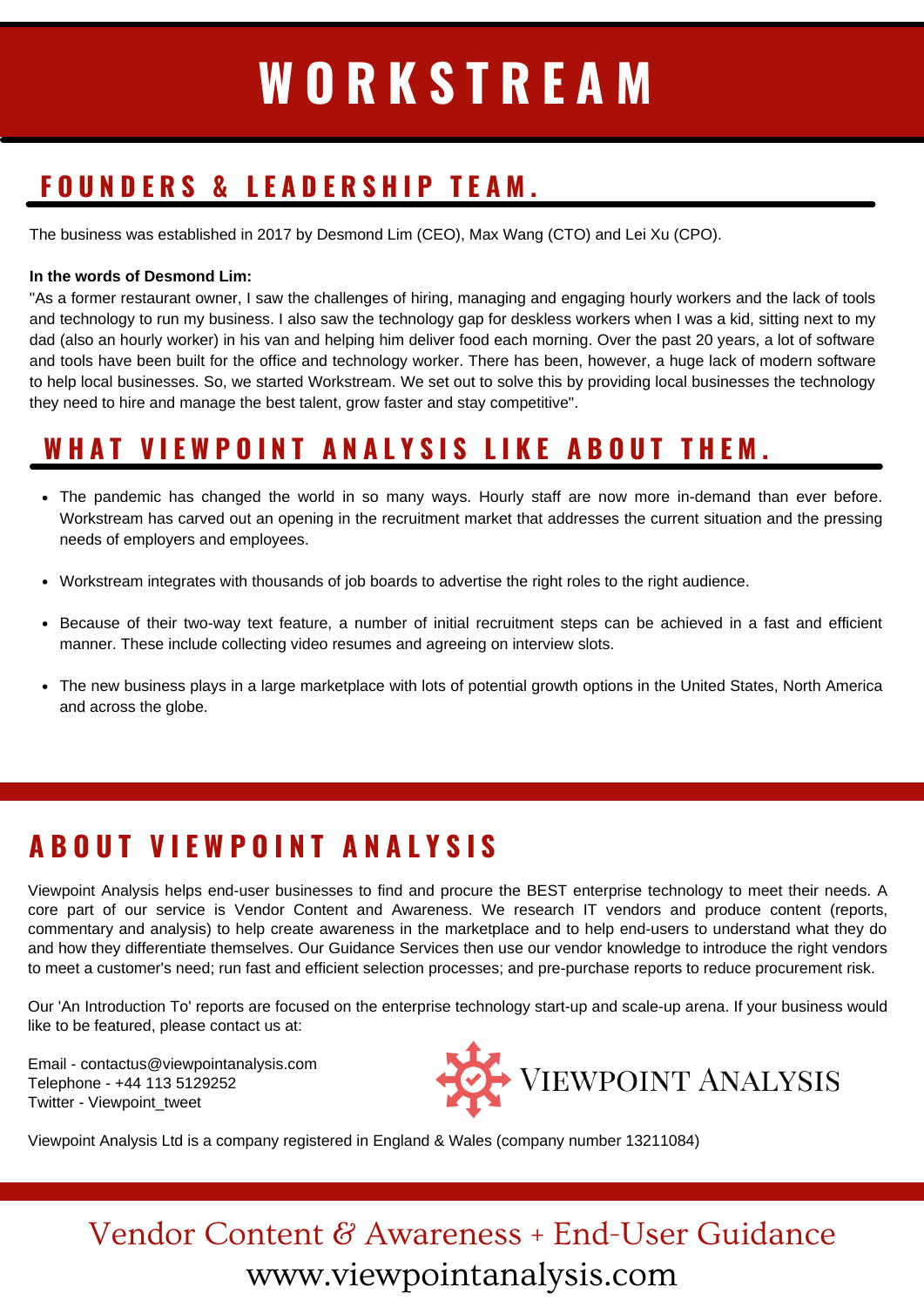// 
# WORKSTREAM

## FOUNDERS & LEADERSHIP TEAM.

The business was established in 2017 by Desmond Lim (CEO), Max Wang (CTO) and Lei Xu (CPO).

**In the words of Desmond Lim:**

"As a former restaurant owner, I saw the challenges of hiring, managing and engaging hourly workers and the lack of tools and technology to run my business. I also saw the technology gap for deskless workers when I was a kid, sitting next to my dad (also an hourly worker) in his van and helping him deliver food each morning. Over the past 20 years, a lot of software and tools have been built for the office and technology worker. There has been, however, a huge lack of modern software to help local businesses. So, we started Workstream. We set out to solve this by providing local businesses the technology they need to hire and manage the best talent, grow faster and stay competitive".

## WHAT VIEWPOINT ANALYSIS LIKE ABOUT THEM.

- The pandemic has changed the world in so many ways. Hourly staff are now more in-demand than ever before. Workstream has carved out an opening in the recruitment market that addresses the current situation and the pressing needs of employers and employees.
- Workstream integrates with thousands of job boards to advertise the right roles to the right audience.
- Because of their two-way text feature, a number of initial recruitment steps can be achieved in a fast and efficient manner. These include collecting video resumes and agreeing on interview slots.
- The new business plays in a large marketplace with lots of potential growth options in the United States, North America and across the globe.

## ABOUT VIEWPOINT ANALYSIS

Viewpoint Analysis helps end-user businesses to find and procure the BEST enterprise technology to meet their needs. A core part of our service is Vendor Content and Awareness. We research IT vendors and produce content (reports, commentary and analysis) to help create awareness in the marketplace and to help end-users to understand what they do and how they differentiate themselves. Our Guidance Services then use our vendor knowledge to introduce the right vendors to meet a customer's need; run fast and efficient selection processes; and pre-purchase reports to reduce procurement risk.

Our 'An Introduction To' reports are focused on the enterprise technology start-up and scale-up arena. If your business would like to be featured, please contact us at:

Email - contactus@viewpointanalysis.com
Telephone - +44 113 5129252
Twitter - Viewpoint_tweet

Viewpoint Analysis

Viewpoint Analysis Ltd is a company registered in England & Wales (company number 13211084)

Vendor Content & Awareness + End-User Guidance
www.viewpointanalysis.com